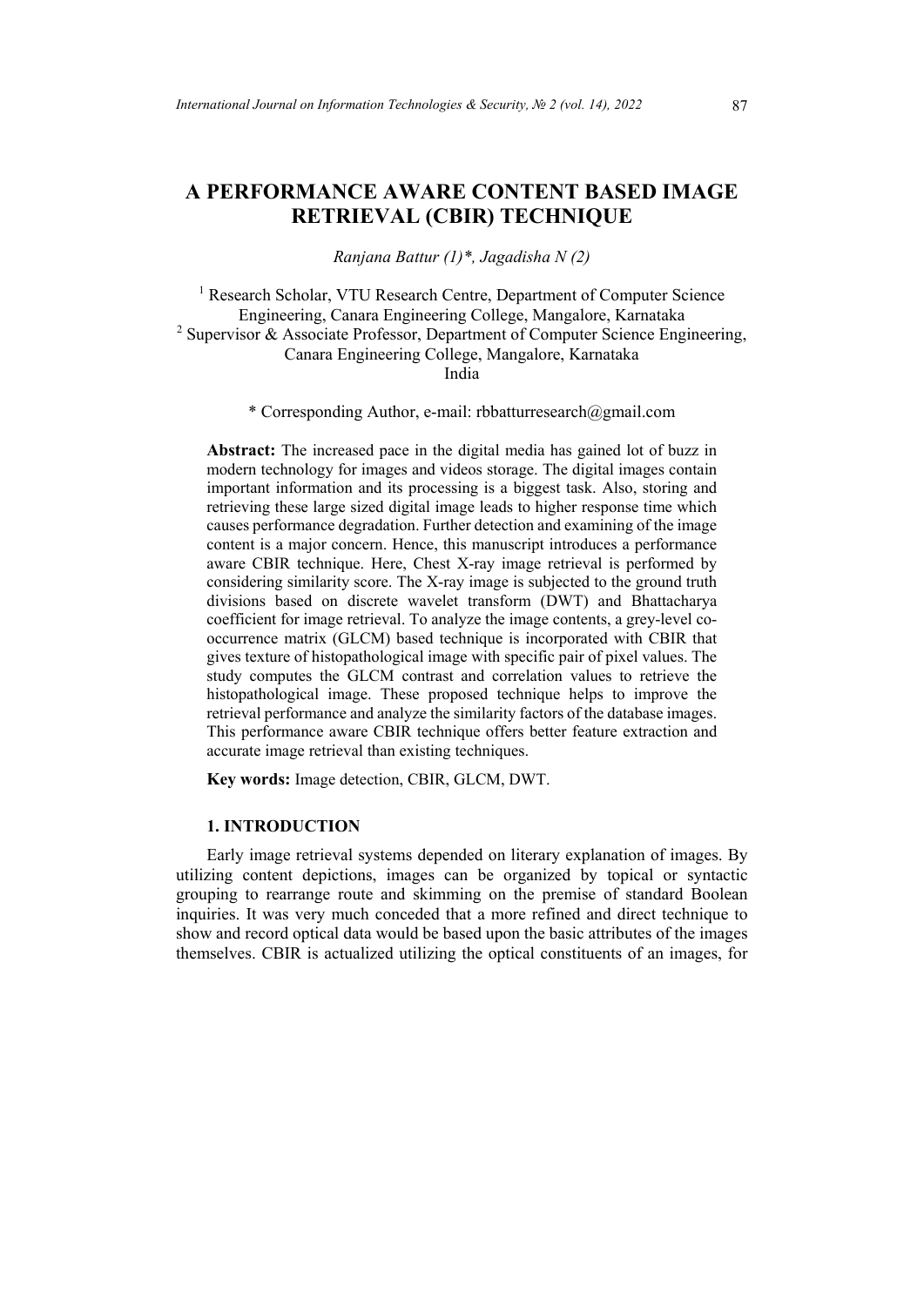# A PERFORMANCE AWARE CONTENT BASED IMAGE RETRIEVAL (CBIR) TECHNIQUE

*Ranjana Battur (1)\*, Jagadisha N (2)*

[1] Research Scholar, VTU Research Centre, Department of Computer Science Engineering, Canara Engineering College, Mangalore, Karnataka
[2] Supervisor & Associate Professor, Department of Computer Science Engineering, Canara Engineering College, Mangalore, Karnataka
India

\* Corresponding Author, e-mail: rbbatturresearch@gmail.com

**Abstract:** The increased pace in the digital media has gained lot of buzz in modern technology for images and videos storage. The digital images contain important information and its processing is a biggest task. Also, storing and retrieving these large sized digital image leads to higher response time which causes performance degradation. Further detection and examining of the image content is a major concern. Hence, this manuscript introduces a performance aware CBIR technique. Here, Chest X-ray image retrieval is performed by considering similarity score. The X-ray image is subjected to the ground truth divisions based on discrete wavelet transform (DWT) and Bhattacharya coefficient for image retrieval. To analyze the image contents, a grey-level co-occurrence matrix (GLCM) based technique is incorporated with CBIR that gives texture of histopathological image with specific pair of pixel values. The study computes the GLCM contrast and correlation values to retrieve the histopathological image. These proposed technique helps to improve the retrieval performance and analyze the similarity factors of the database images. This performance aware CBIR technique offers better feature extraction and accurate image retrieval than existing techniques.

**Key words:** Image detection, CBIR, GLCM, DWT.

## 1. INTRODUCTION

Early image retrieval systems depended on literary explanation of images. By utilizing content depictions, images can be organized by topical or syntactic grouping to rearrange route and skimming on the premise of standard Boolean inquiries. It was very much conceded that a more refined and direct technique to show and record optical data would be based upon the basic attributes of the images themselves. CBIR is actualized utilizing the optical constituents of an images, for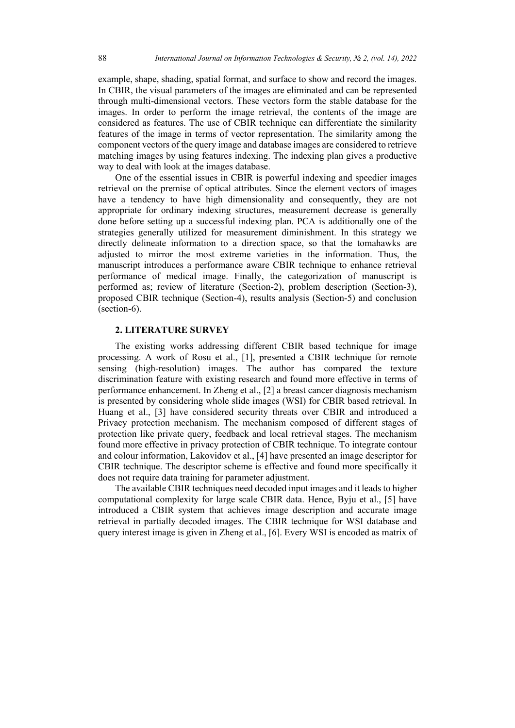example, shape, shading, spatial format, and surface to show and record the images. In CBIR, the visual parameters of the images are eliminated and can be represented through multi-dimensional vectors. These vectors form the stable database for the images. In order to perform the image retrieval, the contents of the image are considered as features. The use of CBIR technique can differentiate the similarity features of the image in terms of vector representation. The similarity among the component vectors of the query image and database images are considered to retrieve matching images by using features indexing. The indexing plan gives a productive way to deal with look at the images database.

One of the essential issues in CBIR is powerful indexing and speedier images retrieval on the premise of optical attributes. Since the element vectors of images have a tendency to have high dimensionality and consequently, they are not appropriate for ordinary indexing structures, measurement decrease is generally done before setting up a successful indexing plan. PCA is additionally one of the strategies generally utilized for measurement diminishment. In this strategy we directly delineate information to a direction space, so that the tomahawks are adjusted to mirror the most extreme varieties in the information. Thus, the manuscript introduces a performance aware CBIR technique to enhance retrieval performance of medical image. Finally, the categorization of manuscript is performed as; review of literature (Section-2), problem description (Section-3), proposed CBIR technique (Section-4), results analysis (Section-5) and conclusion (section-6).

## 2. LITERATURE SURVEY

The existing works addressing different CBIR based technique for image processing. A work of Rosu et al., [1], presented a CBIR technique for remote sensing (high-resolution) images. The author has compared the texture discrimination feature with existing research and found more effective in terms of performance enhancement. In Zheng et al., [2] a breast cancer diagnosis mechanism is presented by considering whole slide images (WSI) for CBIR based retrieval. In Huang et al., [3] have considered security threats over CBIR and introduced a Privacy protection mechanism. The mechanism composed of different stages of protection like private query, feedback and local retrieval stages. The mechanism found more effective in privacy protection of CBIR technique. To integrate contour and colour information, Lakovidov et al., [4] have presented an image descriptor for CBIR technique. The descriptor scheme is effective and found more specifically it does not require data training for parameter adjustment.

The available CBIR techniques need decoded input images and it leads to higher computational complexity for large scale CBIR data. Hence, Byju et al., [5] have introduced a CBIR system that achieves image description and accurate image retrieval in partially decoded images. The CBIR technique for WSI database and query interest image is given in Zheng et al., [6]. Every WSI is encoded as matrix of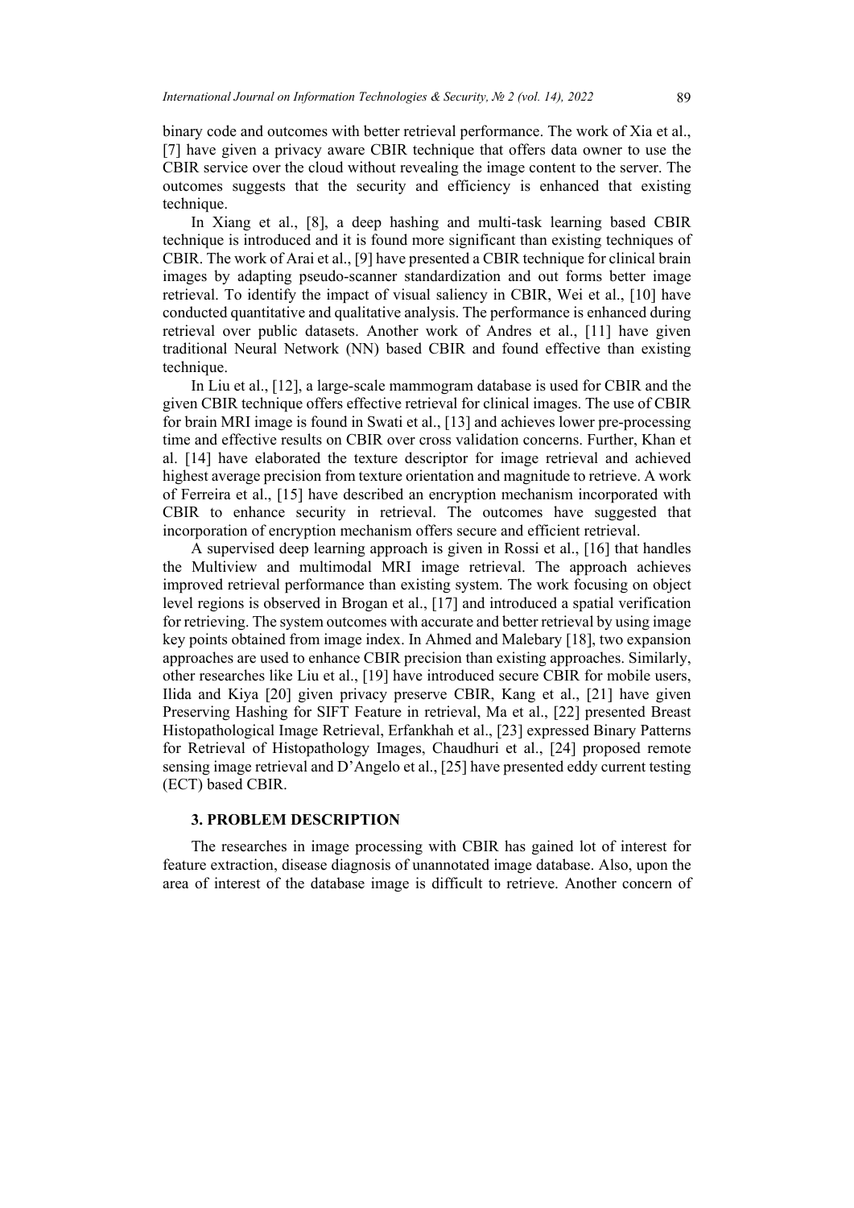binary code and outcomes with better retrieval performance. The work of Xia et al., [7] have given a privacy aware CBIR technique that offers data owner to use the CBIR service over the cloud without revealing the image content to the server. The outcomes suggests that the security and efficiency is enhanced that existing technique.

In Xiang et al., [8], a deep hashing and multi-task learning based CBIR technique is introduced and it is found more significant than existing techniques of CBIR. The work of Arai et al., [9] have presented a CBIR technique for clinical brain images by adapting pseudo-scanner standardization and out forms better image retrieval. To identify the impact of visual saliency in CBIR, Wei et al., [10] have conducted quantitative and qualitative analysis. The performance is enhanced during retrieval over public datasets. Another work of Andres et al., [11] have given traditional Neural Network (NN) based CBIR and found effective than existing technique.

In Liu et al., [12], a large-scale mammogram database is used for CBIR and the given CBIR technique offers effective retrieval for clinical images. The use of CBIR for brain MRI image is found in Swati et al., [13] and achieves lower pre-processing time and effective results on CBIR over cross validation concerns. Further, Khan et al. [14] have elaborated the texture descriptor for image retrieval and achieved highest average precision from texture orientation and magnitude to retrieve. A work of Ferreira et al., [15] have described an encryption mechanism incorporated with CBIR to enhance security in retrieval. The outcomes have suggested that incorporation of encryption mechanism offers secure and efficient retrieval.

A supervised deep learning approach is given in Rossi et al., [16] that handles the Multiview and multimodal MRI image retrieval. The approach achieves improved retrieval performance than existing system. The work focusing on object level regions is observed in Brogan et al., [17] and introduced a spatial verification for retrieving. The system outcomes with accurate and better retrieval by using image key points obtained from image index. In Ahmed and Malebary [18], two expansion approaches are used to enhance CBIR precision than existing approaches. Similarly, other researches like Liu et al., [19] have introduced secure CBIR for mobile users, Ilida and Kiya [20] given privacy preserve CBIR, Kang et al., [21] have given Preserving Hashing for SIFT Feature in retrieval, Ma et al., [22] presented Breast Histopathological Image Retrieval, Erfankhah et al., [23] expressed Binary Patterns for Retrieval of Histopathology Images, Chaudhuri et al., [24] proposed remote sensing image retrieval and D'Angelo et al., [25] have presented eddy current testing (ECT) based CBIR.

## 3. PROBLEM DESCRIPTION

The researches in image processing with CBIR has gained lot of interest for feature extraction, disease diagnosis of unannotated image database. Also, upon the area of interest of the database image is difficult to retrieve. Another concern of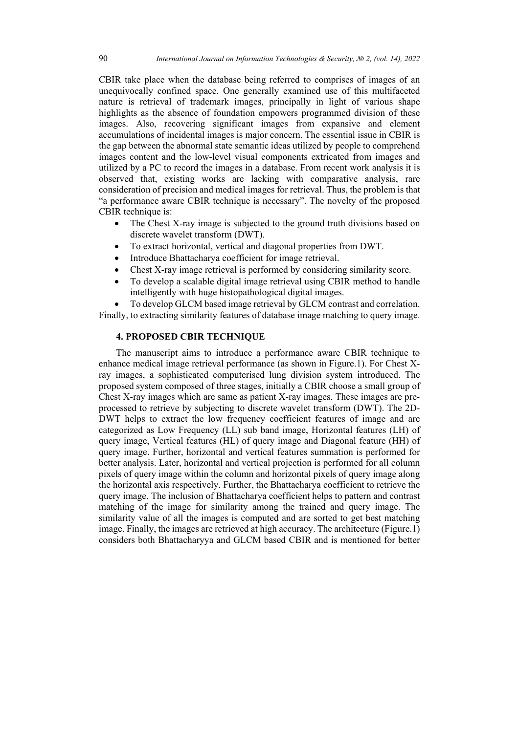CBIR take place when the database being referred to comprises of images of an unequivocally confined space. One generally examined use of this multifaceted nature is retrieval of trademark images, principally in light of various shape highlights as the absence of foundation empowers programmed division of these images. Also, recovering significant images from expansive and element accumulations of incidental images is major concern. The essential issue in CBIR is the gap between the abnormal state semantic ideas utilized by people to comprehend images content and the low-level visual components extricated from images and utilized by a PC to record the images in a database. From recent work analysis it is observed that, existing works are lacking with comparative analysis, rare consideration of precision and medical images for retrieval. Thus, the problem is that "a performance aware CBIR technique is necessary". The novelty of the proposed CBIR technique is:

- The Chest X-ray image is subjected to the ground truth divisions based on discrete wavelet transform (DWT).
- To extract horizontal, vertical and diagonal properties from DWT.
- Introduce Bhattacharya coefficient for image retrieval.
- Chest X-ray image retrieval is performed by considering similarity score.
- To develop a scalable digital image retrieval using CBIR method to handle intelligently with huge histopathological digital images.
- To develop GLCM based image retrieval by GLCM contrast and correlation.

Finally, to extracting similarity features of database image matching to query image.

### 4. PROPOSED CBIR TECHNIQUE

The manuscript aims to introduce a performance aware CBIR technique to enhance medical image retrieval performance (as shown in Figure.1). For Chest X-ray images, a sophisticated computerised lung division system introduced. The proposed system composed of three stages, initially a CBIR choose a small group of Chest X-ray images which are same as patient X-ray images. These images are pre-processed to retrieve by subjecting to discrete wavelet transform (DWT). The 2D-DWT helps to extract the low frequency coefficient features of image and are categorized as Low Frequency (LL) sub band image, Horizontal features (LH) of query image, Vertical features (HL) of query image and Diagonal feature (HH) of query image. Further, horizontal and vertical features summation is performed for better analysis. Later, horizontal and vertical projection is performed for all column pixels of query image within the column and horizontal pixels of query image along the horizontal axis respectively. Further, the Bhattacharya coefficient to retrieve the query image. The inclusion of Bhattacharya coefficient helps to pattern and contrast matching of the image for similarity among the trained and query image. The similarity value of all the images is computed and are sorted to get best matching image. Finally, the images are retrieved at high accuracy. The architecture (Figure.1) considers both Bhattacharyya and GLCM based CBIR and is mentioned for better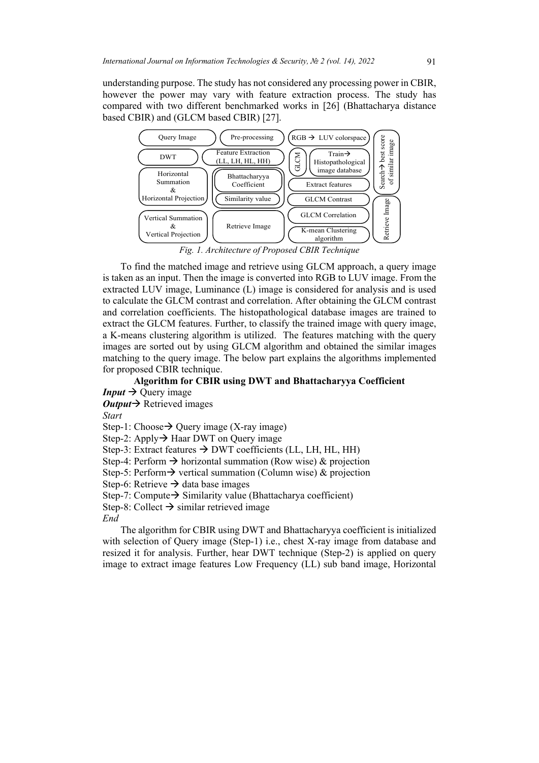understanding purpose. The study has not considered any processing power in CBIR, however the power may vary with feature extraction process. The study has compared with two different benchmarked works in [26] (Bhattacharya distance based CBIR) and (GLCM based CBIR) [27].

Query Image
Pre-processing
RGB → LUV colorspace
DWT
Feature Extraction (LL, LH, HL, HH)
GLCM
Train→ Histopathological image database
Horizontal Summation & Horizontal Projection
Bhattacharyya Coefficient
Similarity value
Extract features
GLCM Contrast
Vertical Summation & Vertical Projection
Retrieve Image
GLCM Correlation
K-mean Clustering algorithm
Search→ best score of similar image
Retrieve Image

*Fig. 1. Architecture of Proposed CBIR Technique*

To find the matched image and retrieve using GLCM approach, a query image is taken as an input. Then the image is converted into RGB to LUV image. From the extracted LUV image, Luminance (L) image is considered for analysis and is used to calculate the GLCM contrast and correlation. After obtaining the GLCM contrast and correlation coefficients. The histopathological database images are trained to extract the GLCM features. Further, to classify the trained image with query image, a K-means clustering algorithm is utilized. The features matching with the query images are sorted out by using GLCM algorithm and obtained the similar images matching to the query image. The below part explains the algorithms implemented for proposed CBIR technique.

**Algorithm for CBIR using DWT and Bhattacharyya Coefficient**

***Input*** → Query image
***Output***→ Retrieved images
*Start*
Step-1: Choose→ Query image (X-ray image)
Step-2: Apply→ Haar DWT on Query image
Step-3: Extract features → DWT coefficients (LL, LH, HL, HH)
Step-4: Perform → horizontal summation (Row wise) & projection
Step-5: Perform→ vertical summation (Column wise) & projection
Step-6: Retrieve → data base images
Step-7: Compute→ Similarity value (Bhattacharya coefficient)
Step-8: Collect → similar retrieved image
*End*

The algorithm for CBIR using DWT and Bhattacharyya coefficient is initialized with selection of Query image (Step-1) i.e., chest X-ray image from database and resized it for analysis. Further, hear DWT technique (Step-2) is applied on query image to extract image features Low Frequency (LL) sub band image, Horizontal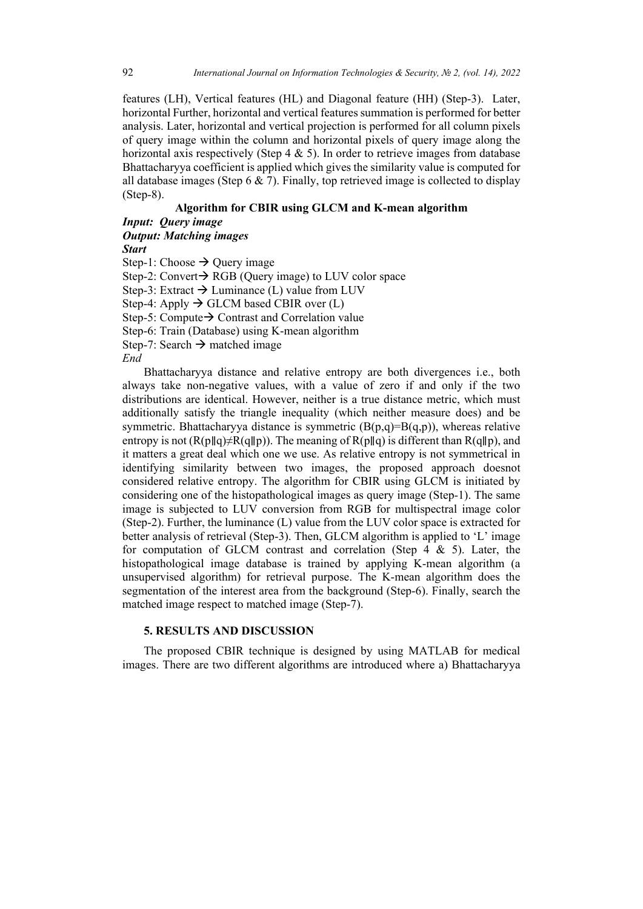features (LH), Vertical features (HL) and Diagonal feature (HH) (Step-3). Later, horizontal Further, horizontal and vertical features summation is performed for better analysis. Later, horizontal and vertical projection is performed for all column pixels of query image within the column and horizontal pixels of query image along the horizontal axis respectively (Step 4 & 5). In order to retrieve images from database Bhattacharyya coefficient is applied which gives the similarity value is computed for all database images (Step 6 & 7). Finally, top retrieved image is collected to display (Step-8).

**Algorithm for CBIR using GLCM and K-mean algorithm**

***Input: Query image***

***Output: Matching images***

***Start***

Step-1: Choose → Query image

Step-2: Convert→ RGB (Query image) to LUV color space

Step-3: Extract → Luminance (L) value from LUV

Step-4: Apply → GLCM based CBIR over (L)

Step-5: Compute→ Contrast and Correlation value

Step-6: Train (Database) using K-mean algorithm

Step-7: Search → matched image

*End*

Bhattacharyya distance and relative entropy are both divergences i.e., both always take non-negative values, with a value of zero if and only if the two distributions are identical. However, neither is a true distance metric, which must additionally satisfy the triangle inequality (which neither measure does) and be symmetric. Bhattacharyya distance is symmetric ($B(p,q)=B(q,p)$), whereas relative entropy is not ($R(p\|q)\neq R(q\|p)$). The meaning of $R(p\|q)$ is different than $R(q\|p)$, and it matters a great deal which one we use. As relative entropy is not symmetrical in identifying similarity between two images, the proposed approach doesnot considered relative entropy. The algorithm for CBIR using GLCM is initiated by considering one of the histopathological images as query image (Step-1). The same image is subjected to LUV conversion from RGB for multispectral image color (Step-2). Further, the luminance (L) value from the LUV color space is extracted for better analysis of retrieval (Step-3). Then, GLCM algorithm is applied to 'L' image for computation of GLCM contrast and correlation (Step 4 & 5). Later, the histopathological image database is trained by applying K-mean algorithm (a unsupervised algorithm) for retrieval purpose. The K-mean algorithm does the segmentation of the interest area from the background (Step-6). Finally, search the matched image respect to matched image (Step-7).

## 5. RESULTS AND DISCUSSION

The proposed CBIR technique is designed by using MATLAB for medical images. There are two different algorithms are introduced where a) Bhattacharyya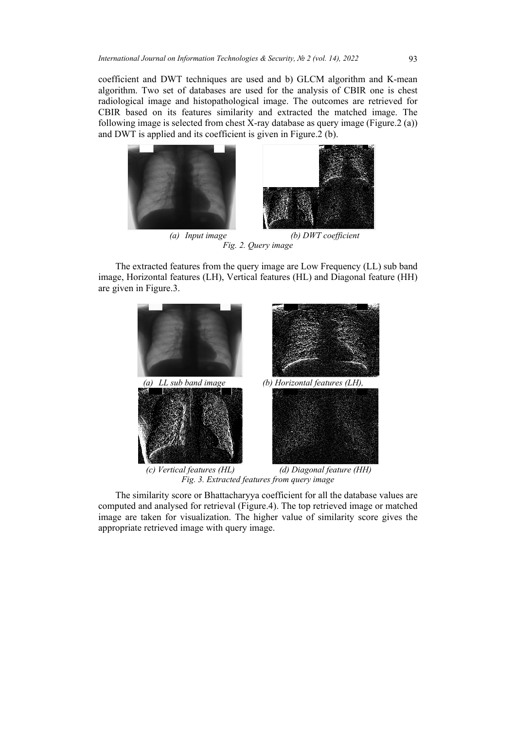coefficient and DWT techniques are used and b) GLCM algorithm and K-mean algorithm. Two set of databases are used for the analysis of CBIR one is chest radiological image and histopathological image. The outcomes are retrieved for CBIR based on its features similarity and extracted the matched image. The following image is selected from chest X-ray database as query image (Figure.2 (a)) and DWT is applied and its coefficient is given in Figure.2 (b).

*(a) Input image* *(b) DWT coefficient*

*Fig. 2. Query image*

The extracted features from the query image are Low Frequency (LL) sub band image, Horizontal features (LH), Vertical features (HL) and Diagonal feature (HH) are given in Figure.3.

*(a) LL sub band image* *(b) Horizontal features (LH),*

*(c) Vertical features (HL)* *(d) Diagonal feature (HH)*

*Fig. 3. Extracted features from query image*

The similarity score or Bhattacharyya coefficient for all the database values are computed and analysed for retrieval (Figure.4). The top retrieved image or matched image are taken for visualization. The higher value of similarity score gives the appropriate retrieved image with query image.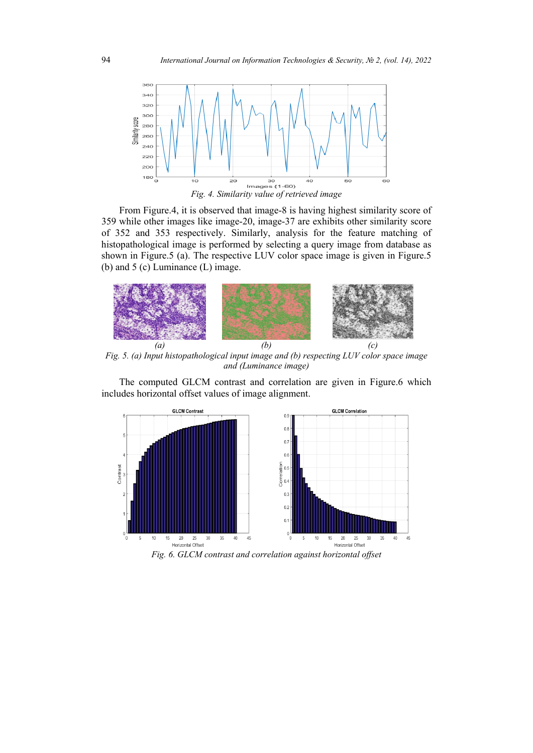Similarity score

360
340
320
300
280
260
240
220
200
180

0 10 20 30 40 50 60

Images (1-60)

*Fig. 4. Similarity value of retrieved image*

From Figure.4, it is observed that image-8 is having highest similarity score of 359 while other images like image-20, image-37 are exhibits other similarity score of 352 and 353 respectively. Similarly, analysis for the feature matching of histopathological image is performed by selecting a query image from database as shown in Figure.5 (a). The respective LUV color space image is given in Figure.5 (b) and 5 (c) Luminance (L) image.

(a) (b) (c)

*Fig. 5. (a) Input histopathological input image and (b) respecting LUV color space image and (Luminance image)*

The computed GLCM contrast and correlation are given in Figure.6 which includes horizontal offset values of image alignment.

GLCM Contrast

Contrast

0 1 2 3 4 5 6

0 5 10 15 20 25 30 35 40 45

Horizontal Offset

GLCM Correlation

Correlation

0 0.1 0.2 0.3 0.4 0.5 0.6 0.7 0.8 0.9

0 5 10 15 20 25 30 35 40 45

Horizontal Offset

*Fig. 6. GLCM contrast and correlation against horizontal offset*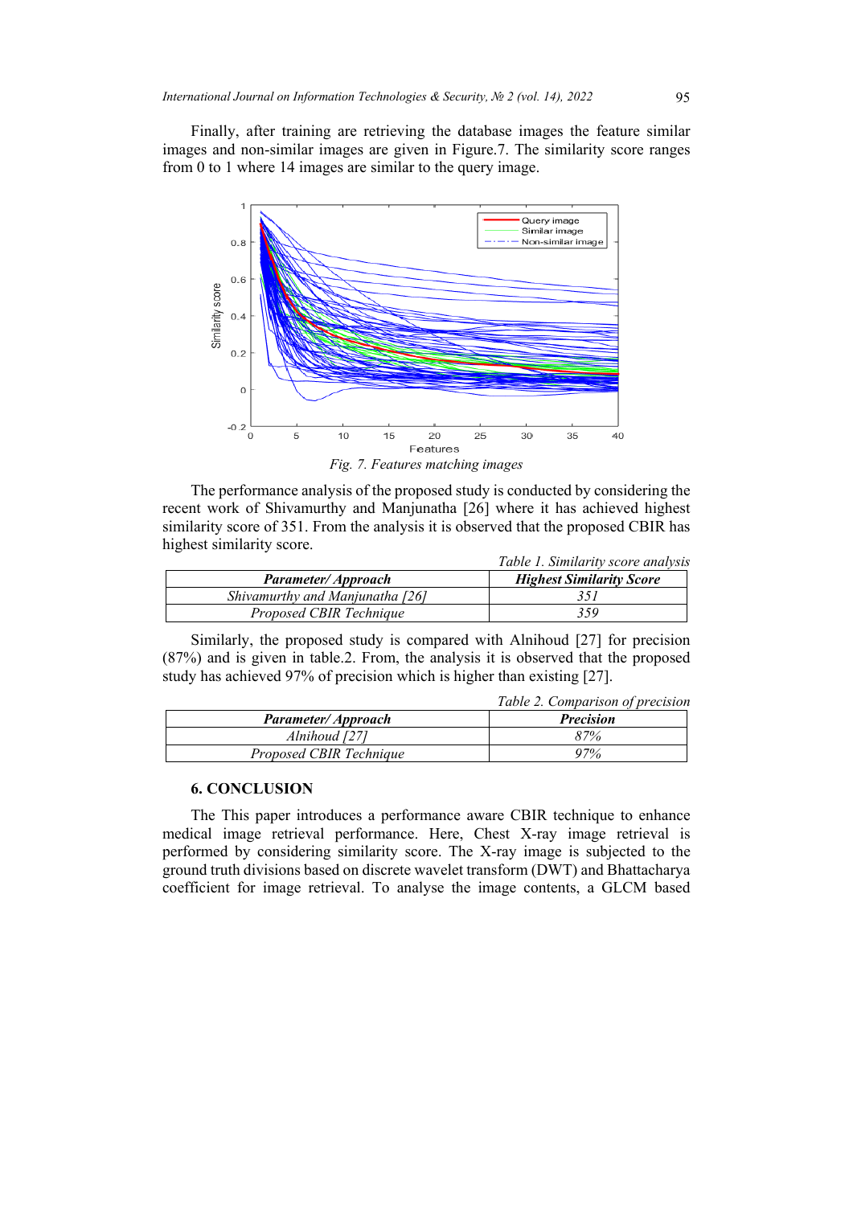Finally, after training are retrieving the database images the feature similar images and non-similar images are given in Figure.7. The similarity score ranges from 0 to 1 where 14 images are similar to the query image.

Query image
Similar image
Non-similar image

Similarity score

1
0.8
0.6
0.4
0.2
0
-0.2

0 5 10 15 20 25 30 35 40

Features

*Fig. 7. Features matching images*

The performance analysis of the proposed study is conducted by considering the recent work of Shivamurthy and Manjunatha [26] where it has achieved highest similarity score of 351. From the analysis it is observed that the proposed CBIR has highest similarity score.

*Table 1. Similarity score analysis*

| ***Parameter/ Approach*** | ***Highest Similarity Score*** |
|---|---|
| *Shivamurthy and Manjunatha [26]* | *351* |
| *Proposed CBIR Technique* | *359* |

Similarly, the proposed study is compared with Alnihoud [27] for precision (87%) and is given in table.2. From, the analysis it is observed that the proposed study has achieved 97% of precision which is higher than existing [27].

*Table 2. Comparison of precision*

| ***Parameter/ Approach*** | ***Precision*** |
|---|---|
| *Alnihoud [27]* | *87%* |
| *Proposed CBIR Technique* | *97%* |

## 6. CONCLUSION

The This paper introduces a performance aware CBIR technique to enhance medical image retrieval performance. Here, Chest X-ray image retrieval is performed by considering similarity score. The X-ray image is subjected to the ground truth divisions based on discrete wavelet transform (DWT) and Bhattacharya coefficient for image retrieval. To analyse the image contents, a GLCM based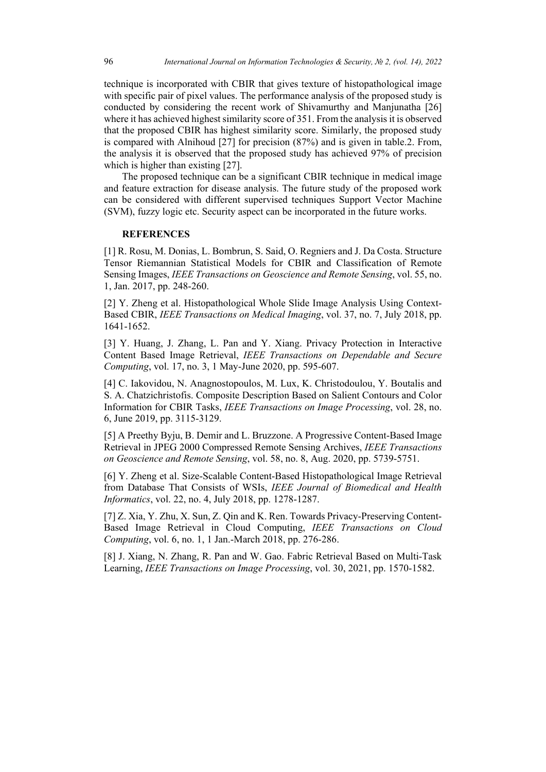technique is incorporated with CBIR that gives texture of histopathological image with specific pair of pixel values. The performance analysis of the proposed study is conducted by considering the recent work of Shivamurthy and Manjunatha [26] where it has achieved highest similarity score of 351. From the analysis it is observed that the proposed CBIR has highest similarity score. Similarly, the proposed study is compared with Alnihoud [27] for precision (87%) and is given in table.2. From, the analysis it is observed that the proposed study has achieved 97% of precision which is higher than existing [27].

The proposed technique can be a significant CBIR technique in medical image and feature extraction for disease analysis. The future study of the proposed work can be considered with different supervised techniques Support Vector Machine (SVM), fuzzy logic etc. Security aspect can be incorporated in the future works.

## REFERENCES

[1] R. Rosu, M. Donias, L. Bombrun, S. Said, O. Regniers and J. Da Costa. Structure Tensor Riemannian Statistical Models for CBIR and Classification of Remote Sensing Images, *IEEE Transactions on Geoscience and Remote Sensing*, vol. 55, no. 1, Jan. 2017, pp. 248-260.

[2] Y. Zheng et al. Histopathological Whole Slide Image Analysis Using Context-Based CBIR, *IEEE Transactions on Medical Imaging*, vol. 37, no. 7, July 2018, pp. 1641-1652.

[3] Y. Huang, J. Zhang, L. Pan and Y. Xiang. Privacy Protection in Interactive Content Based Image Retrieval, *IEEE Transactions on Dependable and Secure Computing*, vol. 17, no. 3, 1 May-June 2020, pp. 595-607.

[4] C. Iakovidou, N. Anagnostopoulos, M. Lux, K. Christodoulou, Y. Boutalis and S. A. Chatzichristofis. Composite Description Based on Salient Contours and Color Information for CBIR Tasks, *IEEE Transactions on Image Processing*, vol. 28, no. 6, June 2019, pp. 3115-3129.

[5] A Preethy Byju, B. Demir and L. Bruzzone. A Progressive Content-Based Image Retrieval in JPEG 2000 Compressed Remote Sensing Archives, *IEEE Transactions on Geoscience and Remote Sensing*, vol. 58, no. 8, Aug. 2020, pp. 5739-5751.

[6] Y. Zheng et al. Size-Scalable Content-Based Histopathological Image Retrieval from Database That Consists of WSIs, *IEEE Journal of Biomedical and Health Informatics*, vol. 22, no. 4, July 2018, pp. 1278-1287.

[7] Z. Xia, Y. Zhu, X. Sun, Z. Qin and K. Ren. Towards Privacy-Preserving Content-Based Image Retrieval in Cloud Computing, *IEEE Transactions on Cloud Computing*, vol. 6, no. 1, 1 Jan.-March 2018, pp. 276-286.

[8] J. Xiang, N. Zhang, R. Pan and W. Gao. Fabric Retrieval Based on Multi-Task Learning, *IEEE Transactions on Image Processing*, vol. 30, 2021, pp. 1570-1582.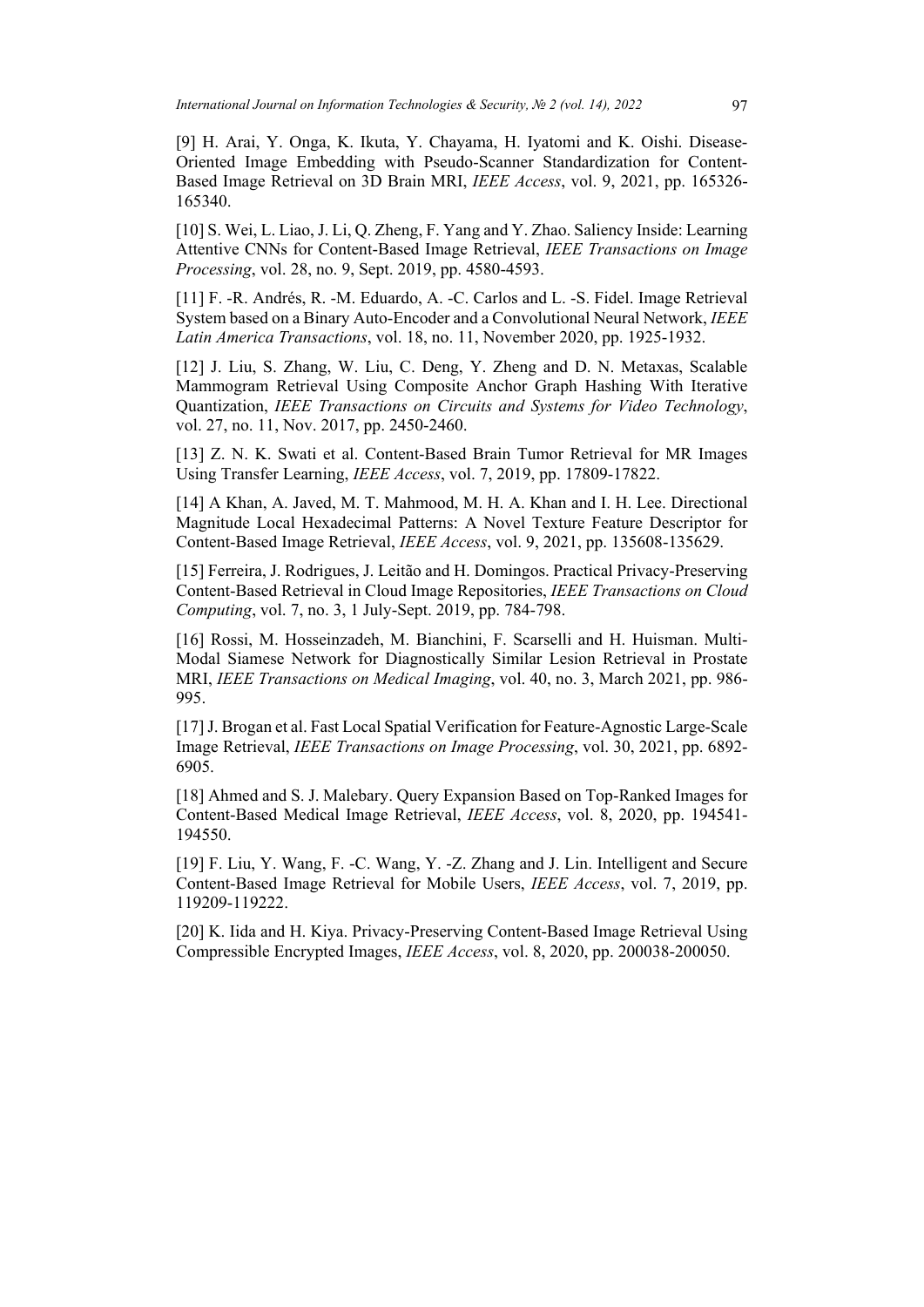[9] H. Arai, Y. Onga, K. Ikuta, Y. Chayama, H. Iyatomi and K. Oishi. Disease-Oriented Image Embedding with Pseudo-Scanner Standardization for Content-Based Image Retrieval on 3D Brain MRI, *IEEE Access*, vol. 9, 2021, pp. 165326-165340.

[10] S. Wei, L. Liao, J. Li, Q. Zheng, F. Yang and Y. Zhao. Saliency Inside: Learning Attentive CNNs for Content-Based Image Retrieval, *IEEE Transactions on Image Processing*, vol. 28, no. 9, Sept. 2019, pp. 4580-4593.

[11] F. -R. Andrés, R. -M. Eduardo, A. -C. Carlos and L. -S. Fidel. Image Retrieval System based on a Binary Auto-Encoder and a Convolutional Neural Network, *IEEE Latin America Transactions*, vol. 18, no. 11, November 2020, pp. 1925-1932.

[12] J. Liu, S. Zhang, W. Liu, C. Deng, Y. Zheng and D. N. Metaxas, Scalable Mammogram Retrieval Using Composite Anchor Graph Hashing With Iterative Quantization, *IEEE Transactions on Circuits and Systems for Video Technology*, vol. 27, no. 11, Nov. 2017, pp. 2450-2460.

[13] Z. N. K. Swati et al. Content-Based Brain Tumor Retrieval for MR Images Using Transfer Learning, *IEEE Access*, vol. 7, 2019, pp. 17809-17822.

[14] A Khan, A. Javed, M. T. Mahmood, M. H. A. Khan and I. H. Lee. Directional Magnitude Local Hexadecimal Patterns: A Novel Texture Feature Descriptor for Content-Based Image Retrieval, *IEEE Access*, vol. 9, 2021, pp. 135608-135629.

[15] Ferreira, J. Rodrigues, J. Leitão and H. Domingos. Practical Privacy-Preserving Content-Based Retrieval in Cloud Image Repositories, *IEEE Transactions on Cloud Computing*, vol. 7, no. 3, 1 July-Sept. 2019, pp. 784-798.

[16] Rossi, M. Hosseinzadeh, M. Bianchini, F. Scarselli and H. Huisman. Multi-Modal Siamese Network for Diagnostically Similar Lesion Retrieval in Prostate MRI, *IEEE Transactions on Medical Imaging*, vol. 40, no. 3, March 2021, pp. 986-995.

[17] J. Brogan et al. Fast Local Spatial Verification for Feature-Agnostic Large-Scale Image Retrieval, *IEEE Transactions on Image Processing*, vol. 30, 2021, pp. 6892-6905.

[18] Ahmed and S. J. Malebary. Query Expansion Based on Top-Ranked Images for Content-Based Medical Image Retrieval, *IEEE Access*, vol. 8, 2020, pp. 194541-194550.

[19] F. Liu, Y. Wang, F. -C. Wang, Y. -Z. Zhang and J. Lin. Intelligent and Secure Content-Based Image Retrieval for Mobile Users, *IEEE Access*, vol. 7, 2019, pp. 119209-119222.

[20] K. Iida and H. Kiya. Privacy-Preserving Content-Based Image Retrieval Using Compressible Encrypted Images, *IEEE Access*, vol. 8, 2020, pp. 200038-200050.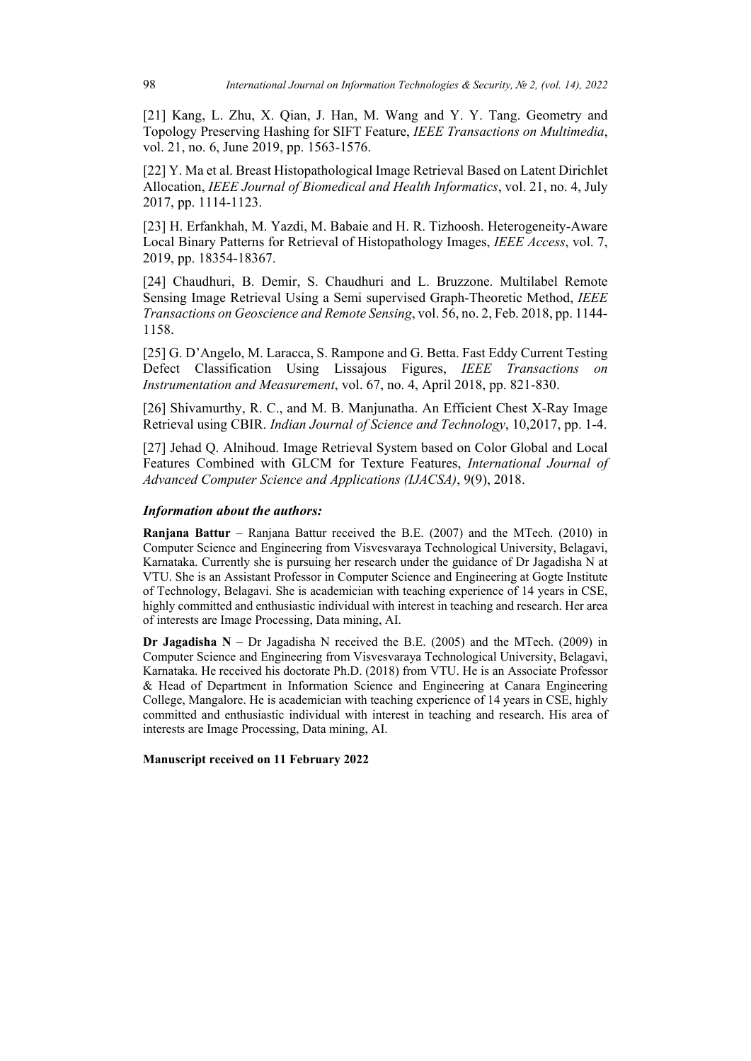[21] Kang, L. Zhu, X. Qian, J. Han, M. Wang and Y. Y. Tang. Geometry and Topology Preserving Hashing for SIFT Feature, *IEEE Transactions on Multimedia*, vol. 21, no. 6, June 2019, pp. 1563-1576.

[22] Y. Ma et al. Breast Histopathological Image Retrieval Based on Latent Dirichlet Allocation, *IEEE Journal of Biomedical and Health Informatics*, vol. 21, no. 4, July 2017, pp. 1114-1123.

[23] H. Erfankhah, M. Yazdi, M. Babaie and H. R. Tizhoosh. Heterogeneity-Aware Local Binary Patterns for Retrieval of Histopathology Images, *IEEE Access*, vol. 7, 2019, pp. 18354-18367.

[24] Chaudhuri, B. Demir, S. Chaudhuri and L. Bruzzone. Multilabel Remote Sensing Image Retrieval Using a Semi supervised Graph-Theoretic Method, *IEEE Transactions on Geoscience and Remote Sensing*, vol. 56, no. 2, Feb. 2018, pp. 1144-1158.

[25] G. D'Angelo, M. Laracca, S. Rampone and G. Betta. Fast Eddy Current Testing Defect Classification Using Lissajous Figures, *IEEE Transactions on Instrumentation and Measurement*, vol. 67, no. 4, April 2018, pp. 821-830.

[26] Shivamurthy, R. C., and M. B. Manjunatha. An Efficient Chest X-Ray Image Retrieval using CBIR. *Indian Journal of Science and Technology*, 10,2017, pp. 1-4.

[27] Jehad Q. Alnihoud. Image Retrieval System based on Color Global and Local Features Combined with GLCM for Texture Features, *International Journal of Advanced Computer Science and Applications (IJACSA)*, 9(9), 2018.

### *Information about the authors:*

**Ranjana Battur** – Ranjana Battur received the B.E. (2007) and the MTech. (2010) in Computer Science and Engineering from Visvesvaraya Technological University, Belagavi, Karnataka. Currently she is pursuing her research under the guidance of Dr Jagadisha N at VTU. She is an Assistant Professor in Computer Science and Engineering at Gogte Institute of Technology, Belagavi. She is academician with teaching experience of 14 years in CSE, highly committed and enthusiastic individual with interest in teaching and research. Her area of interests are Image Processing, Data mining, AI.

**Dr Jagadisha N** – Dr Jagadisha N received the B.E. (2005) and the MTech. (2009) in Computer Science and Engineering from Visvesvaraya Technological University, Belagavi, Karnataka. He received his doctorate Ph.D. (2018) from VTU. He is an Associate Professor & Head of Department in Information Science and Engineering at Canara Engineering College, Mangalore. He is academician with teaching experience of 14 years in CSE, highly committed and enthusiastic individual with interest in teaching and research. His area of interests are Image Processing, Data mining, AI.

**Manuscript received on 11 February 2022**